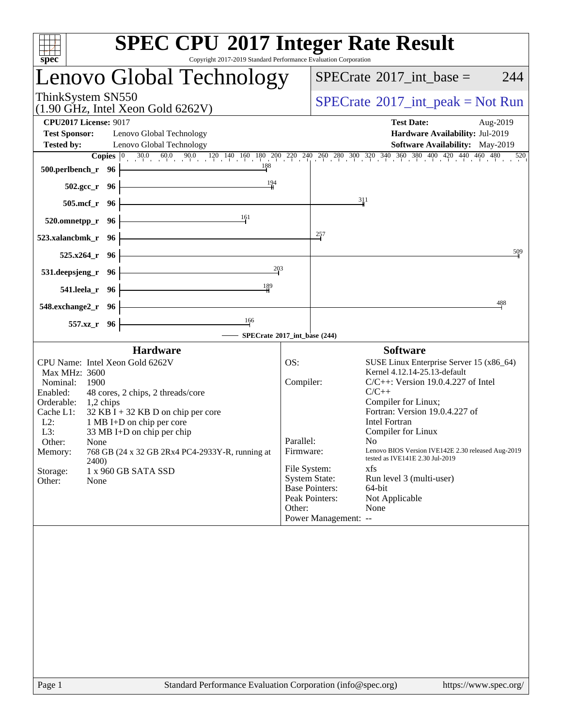# SPEC CPU 2017 Integer Rate Result

Copyright 2017-2019 Standard Performance Evaluation Corporation

## Lenovo Global Technology

ThinkSystem SN550
(1.90 GHz, Intel Xeon Gold 6262V)

SPECrate 2017_int_base = 244

SPECrate 2017_int_peak = Not Run

**CPU2017 License:** 9017
**Test Sponsor:** Lenovo Global Technology
**Tested by:** Lenovo Global Technology

**Test Date:** Aug-2019
**Hardware Availability:** Jul-2019
**Software Availability:** May-2019

| Benchmark | Copies | Base |
|---|---|---|
| 500.perlbench_r | 96 | 188 |
| 502.gcc_r | 96 | 194 |
| 505.mcf_r | 96 | 311 |
| 520.omnetpp_r | 96 | 161 |
| 523.xalancbmk_r | 96 | 257 |
| 525.x264_r | 96 | 509 |
| 531.deepsjeng_r | 96 | 203 |
| 541.leela_r | 96 | 189 |
| 548.exchange2_r | 96 | 488 |
| 557.xz_r | 96 | 166 |

SPECrate 2017_int_base (244)

### Hardware

| | |
|---|---|
| CPU Name: | Intel Xeon Gold 6262V |
| Max MHz: | 3600 |
| Nominal: | 1900 |
| Enabled: | 48 cores, 2 chips, 2 threads/core |
| Orderable: | 1,2 chips |
| Cache L1: | 32 KB I + 32 KB D on chip per core |
| L2: | 1 MB I+D on chip per core |
| L3: | 33 MB I+D on chip per chip |
| Other: | None |
| Memory: | 768 GB (24 x 32 GB 2Rx4 PC4-2933Y-R, running at 2400) |
| Storage: | 1 x 960 GB SATA SSD |
| Other: | None |

### Software

| | |
|---|---|
| OS: | SUSE Linux Enterprise Server 15 (x86_64) Kernel 4.12.14-25.13-default |
| Compiler: | C/C++: Version 19.0.4.227 of Intel C/C++ Compiler for Linux; Fortran: Version 19.0.4.227 of Intel Fortran Compiler for Linux |
| Parallel: | No |
| Firmware: | Lenovo BIOS Version IVE142E 2.30 released Aug-2019 tested as IVE141E 2.30 Jul-2019 |
| File System: | xfs |
| System State: | Run level 3 (multi-user) |
| Base Pointers: | 64-bit |
| Peak Pointers: | Not Applicable |
| Other: | None |
| Power Management: | -- |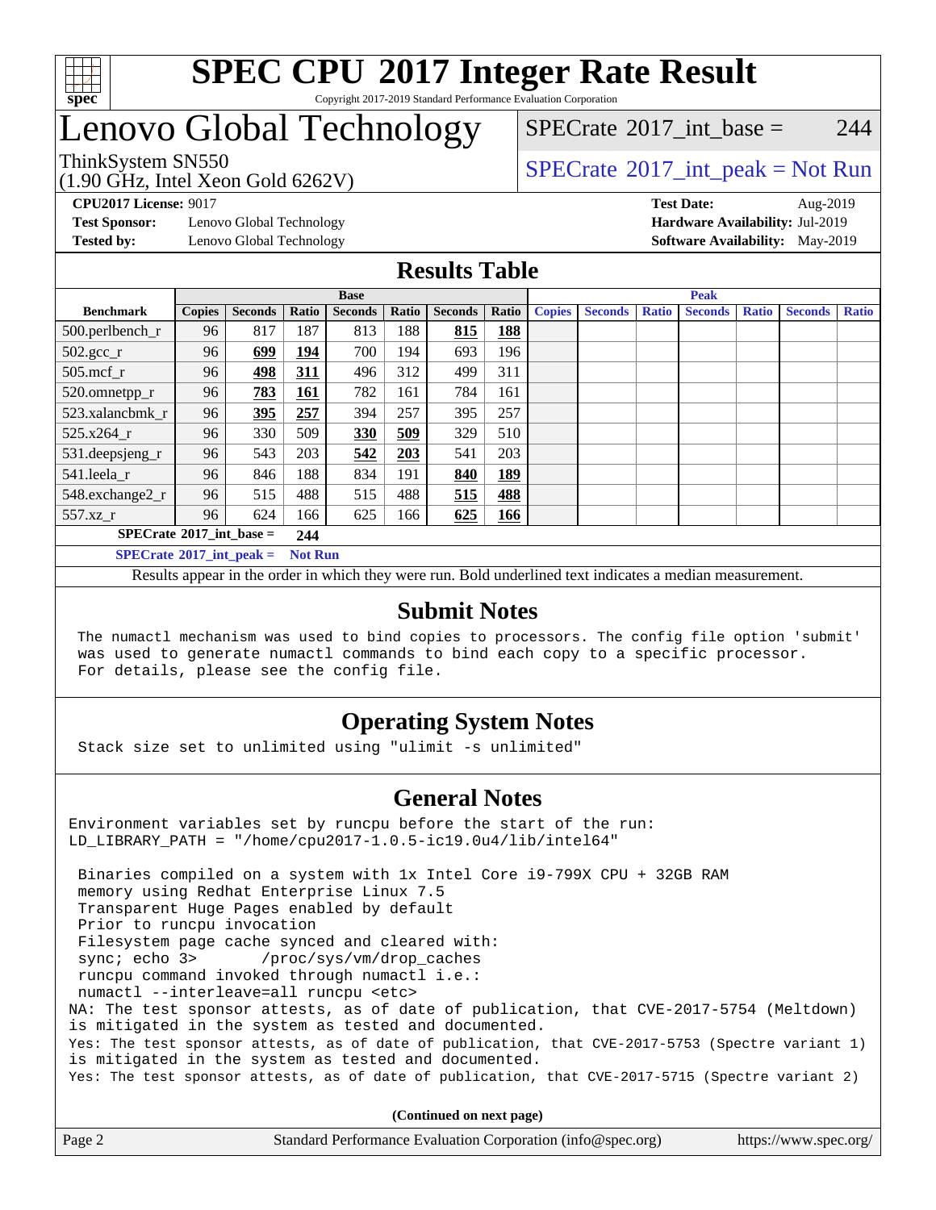# SPEC CPU 2017 Integer Rate Result

Copyright 2017-2019 Standard Performance Evaluation Corporation

# Lenovo Global Technology

ThinkSystem SN550
(1.90 GHz, Intel Xeon Gold 6262V)

SPECrate 2017_int_base = 244

SPECrate 2017_int_peak = Not Run

**CPU2017 License:** 9017
**Test Sponsor:** Lenovo Global Technology
**Tested by:** Lenovo Global Technology

**Test Date:** Aug-2019
**Hardware Availability:** Jul-2019
**Software Availability:** May-2019

## Results Table

| Benchmark | Base | | | | | | | Peak | | | | | | |
|---|---|---|---|---|---|---|---|---|---|---|---|---|---|---|
| | Copies | Seconds | Ratio | Seconds | Ratio | Seconds | Ratio | Copies | Seconds | Ratio | Seconds | Ratio | Seconds | Ratio |
| 500.perlbench_r | 96 | 817 | 187 | 813 | 188 | **815** | **188** | | | | | | | |
| 502.gcc_r | 96 | **699** | **194** | 700 | 194 | 693 | 196 | | | | | | | |
| 505.mcf_r | 96 | **498** | **311** | 496 | 312 | 499 | 311 | | | | | | | |
| 520.omnetpp_r | 96 | **783** | **161** | 782 | 161 | 784 | 161 | | | | | | | |
| 523.xalancbmk_r | 96 | **395** | **257** | 394 | 257 | 395 | 257 | | | | | | | |
| 525.x264_r | 96 | 330 | 509 | **330** | **509** | 329 | 510 | | | | | | | |
| 531.deepsjeng_r | 96 | 543 | 203 | **542** | **203** | 541 | 203 | | | | | | | |
| 541.leela_r | 96 | 846 | 188 | 834 | 191 | **840** | **189** | | | | | | | |
| 548.exchange2_r | 96 | 515 | 488 | 515 | 488 | **515** | **488** | | | | | | | |
| 557.xz_r | 96 | 624 | 166 | 625 | 166 | **625** | **166** | | | | | | | |

**SPECrate 2017_int_base =** **244**

**SPECrate 2017_int_peak =** **Not Run**

Results appear in the order in which they were run. Bold underlined text indicates a median measurement.

## Submit Notes

```
The numactl mechanism was used to bind copies to processors. The config file option 'submit'
was used to generate numactl commands to bind each copy to a specific processor.
For details, please see the config file.
```

## Operating System Notes

```
Stack size set to unlimited using "ulimit -s unlimited"
```

## General Notes

```
Environment variables set by runcpu before the start of the run:
LD_LIBRARY_PATH = "/home/cpu2017-1.0.5-ic19.0u4/lib/intel64"

 Binaries compiled on a system with 1x Intel Core i9-799X CPU + 32GB RAM
 memory using Redhat Enterprise Linux 7.5
 Transparent Huge Pages enabled by default
 Prior to runcpu invocation
 Filesystem page cache synced and cleared with:
 sync; echo 3>       /proc/sys/vm/drop_caches
 runcpu command invoked through numactl i.e.:
 numactl --interleave=all runcpu <etc>
NA: The test sponsor attests, as of date of publication, that CVE-2017-5754 (Meltdown)
is mitigated in the system as tested and documented.
Yes: The test sponsor attests, as of date of publication, that CVE-2017-5753 (Spectre variant 1)
is mitigated in the system as tested and documented.
Yes: The test sponsor attests, as of date of publication, that CVE-2017-5715 (Spectre variant 2)
```

**(Continued on next page)**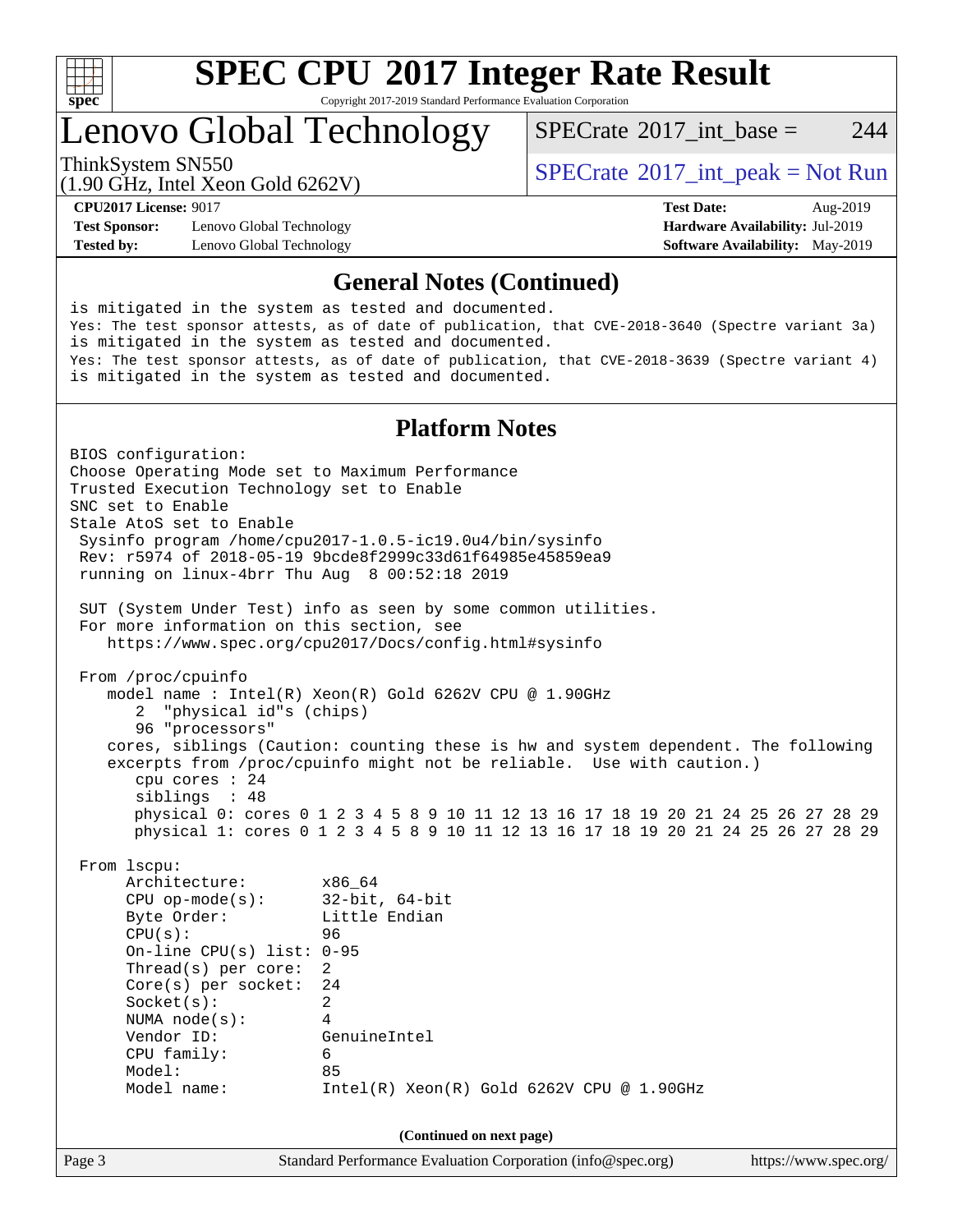# SPEC CPU 2017 Integer Rate Result

Copyright 2017-2019 Standard Performance Evaluation Corporation

## Lenovo Global Technology

ThinkSystem SN550
(1.90 GHz, Intel Xeon Gold 6262V)

SPECrate 2017_int_base = 244

SPECrate 2017_int_peak = Not Run

**CPU2017 License:** 9017
**Test Sponsor:** Lenovo Global Technology
**Tested by:** Lenovo Global Technology

**Test Date:** Aug-2019
**Hardware Availability:** Jul-2019
**Software Availability:** May-2019

### General Notes (Continued)

```
is mitigated in the system as tested and documented.
Yes: The test sponsor attests, as of date of publication, that CVE-2018-3640 (Spectre variant 3a)
is mitigated in the system as tested and documented.
Yes: The test sponsor attests, as of date of publication, that CVE-2018-3639 (Spectre variant 4)
is mitigated in the system as tested and documented.
```

### Platform Notes

```
BIOS configuration:
Choose Operating Mode set to Maximum Performance
Trusted Execution Technology set to Enable
SNC set to Enable
Stale AtoS set to Enable
 Sysinfo program /home/cpu2017-1.0.5-ic19.0u4/bin/sysinfo
 Rev: r5974 of 2018-05-19 9bcde8f2999c33d61f64985e45859ea9
 running on linux-4brr Thu Aug  8 00:52:18 2019

 SUT (System Under Test) info as seen by some common utilities.
 For more information on this section, see
    https://www.spec.org/cpu2017/Docs/config.html#sysinfo

 From /proc/cpuinfo
    model name : Intel(R) Xeon(R) Gold 6262V CPU @ 1.90GHz
       2  "physical id"s (chips)
       96 "processors"
    cores, siblings (Caution: counting these is hw and system dependent. The following
    excerpts from /proc/cpuinfo might not be reliable.  Use with caution.)
       cpu cores : 24
       siblings  : 48
       physical 0: cores 0 1 2 3 4 5 8 9 10 11 12 13 16 17 18 19 20 21 24 25 26 27 28 29
       physical 1: cores 0 1 2 3 4 5 8 9 10 11 12 13 16 17 18 19 20 21 24 25 26 27 28 29

 From lscpu:
      Architecture:        x86_64
      CPU op-mode(s):      32-bit, 64-bit
      Byte Order:          Little Endian
      CPU(s):              96
      On-line CPU(s) list: 0-95
      Thread(s) per core:  2
      Core(s) per socket:  24
      Socket(s):           2
      NUMA node(s):        4
      Vendor ID:           GenuineIntel
      CPU family:          6
      Model:               85
      Model name:          Intel(R) Xeon(R) Gold 6262V CPU @ 1.90GHz
```

(Continued on next page)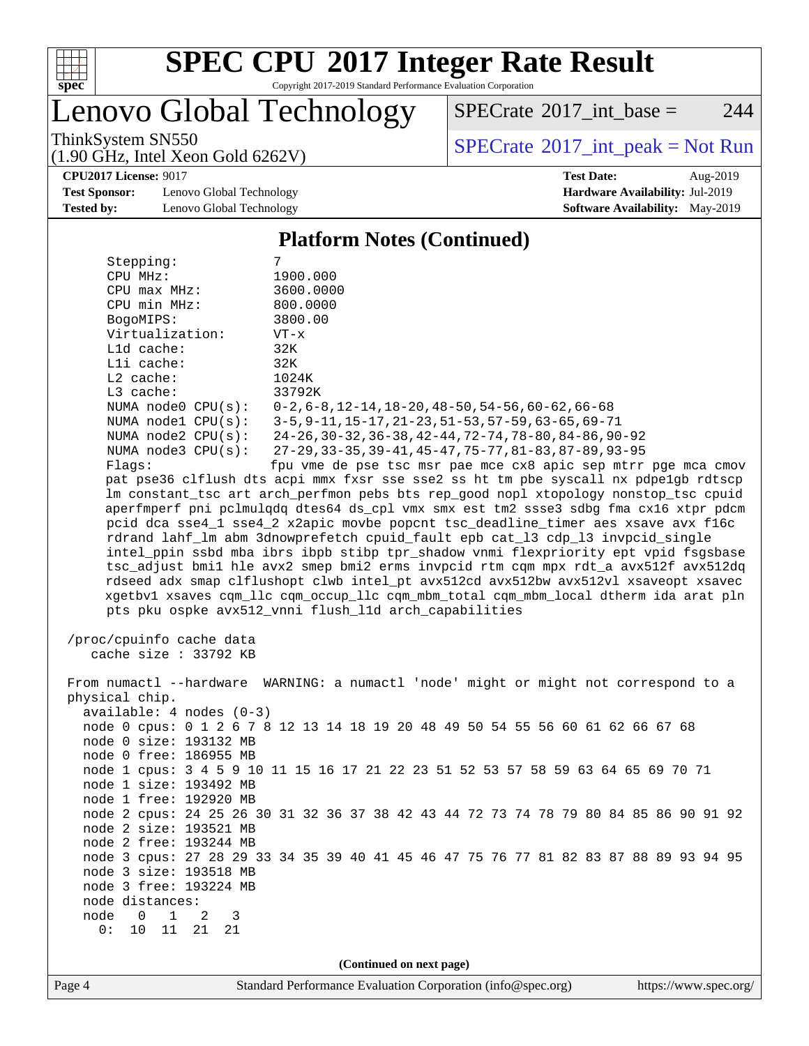# SPEC CPU 2017 Integer Rate Result

Copyright 2017-2019 Standard Performance Evaluation Corporation

## Lenovo Global Technology

ThinkSystem SN550
(1.90 GHz, Intel Xeon Gold 6262V)

SPECrate 2017_int_base = 244

SPECrate 2017_int_peak = Not Run

**CPU2017 License:** 9017
**Test Sponsor:** Lenovo Global Technology
**Tested by:** Lenovo Global Technology

**Test Date:** Aug-2019
**Hardware Availability:** Jul-2019
**Software Availability:** May-2019

### Platform Notes (Continued)

```
    Stepping:            7
    CPU MHz:             1900.000
    CPU max MHz:         3600.0000
    CPU min MHz:         800.0000
    BogoMIPS:            3800.00
    Virtualization:      VT-x
    L1d cache:           32K
    L1i cache:           32K
    L2 cache:            1024K
    L3 cache:            33792K
    NUMA node0 CPU(s):   0-2,6-8,12-14,18-20,48-50,54-56,60-62,66-68
    NUMA node1 CPU(s):   3-5,9-11,15-17,21-23,51-53,57-59,63-65,69-71
    NUMA node2 CPU(s):   24-26,30-32,36-38,42-44,72-74,78-80,84-86,90-92
    NUMA node3 CPU(s):   27-29,33-35,39-41,45-47,75-77,81-83,87-89,93-95
    Flags:               fpu vme de pse tsc msr pae mce cx8 apic sep mtrr pge mca cmov
    pat pse36 clflush dts acpi mmx fxsr sse sse2 ss ht tm pbe syscall nx pdpe1gb rdtscp
    lm constant_tsc art arch_perfmon pebs bts rep_good nopl xtopology nonstop_tsc cpuid
    aperfmperf pni pclmulqdq dtes64 ds_cpl vmx smx est tm2 ssse3 sdbg fma cx16 xtpr pdcm
    pcid dca sse4_1 sse4_2 x2apic movbe popcnt tsc_deadline_timer aes xsave avx f16c
    rdrand lahf_lm abm 3dnowprefetch cpuid_fault epb cat_l3 cdp_l3 invpcid_single
    intel_ppin ssbd mba ibrs ibpb stibp tpr_shadow vnmi flexpriority ept vpid fsgsbase
    tsc_adjust bmi1 hle avx2 smep bmi2 erms invpcid rtm cqm mpx rdt_a avx512f avx512dq
    rdseed adx smap clflushopt clwb intel_pt avx512cd avx512bw avx512vl xsaveopt xsavec
    xgetbv1 xsaves cqm_llc cqm_occup_llc cqm_mbm_total cqm_mbm_local dtherm ida arat pln
    pts pku ospke avx512_vnni flush_l1d arch_capabilities

 /proc/cpuinfo cache data
    cache size : 33792 KB

 From numactl --hardware  WARNING: a numactl 'node' might or might not correspond to a
 physical chip.
   available: 4 nodes (0-3)
   node 0 cpus: 0 1 2 6 7 8 12 13 14 18 19 20 48 49 50 54 55 56 60 61 62 66 67 68
   node 0 size: 193132 MB
   node 0 free: 186955 MB
   node 1 cpus: 3 4 5 9 10 11 15 16 17 21 22 23 51 52 53 57 58 59 63 64 65 69 70 71
   node 1 size: 193492 MB
   node 1 free: 192920 MB
   node 2 cpus: 24 25 26 30 31 32 36 37 38 42 43 44 72 73 74 78 79 80 84 85 86 90 91 92
   node 2 size: 193521 MB
   node 2 free: 193244 MB
   node 3 cpus: 27 28 29 33 34 35 39 40 41 45 46 47 75 76 77 81 82 83 87 88 89 93 94 95
   node 3 size: 193518 MB
   node 3 free: 193224 MB
   node distances:
   node   0   1   2   3
     0:  10  11  21  21
```

(Continued on next page)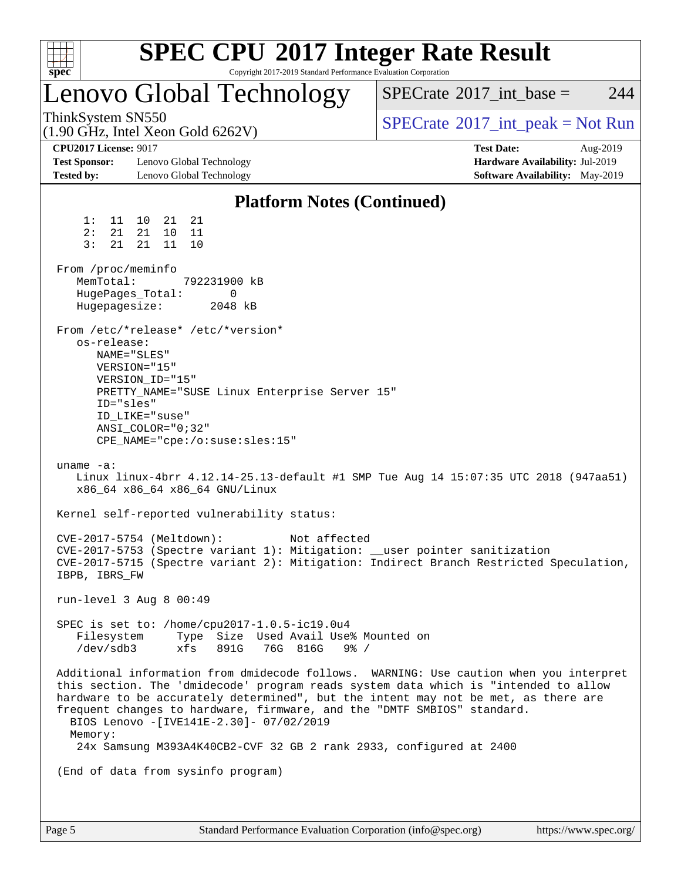# SPEC CPU 2017 Integer Rate Result

Copyright 2017-2019 Standard Performance Evaluation Corporation

## Lenovo Global Technology

ThinkSystem SN550
(1.90 GHz, Intel Xeon Gold 6262V)

SPECrate 2017_int_base = 244

SPECrate 2017_int_peak = Not Run

**CPU2017 License:** 9017
**Test Sponsor:** Lenovo Global Technology
**Tested by:** Lenovo Global Technology

**Test Date:** Aug-2019
**Hardware Availability:** Jul-2019
**Software Availability:** May-2019

### Platform Notes (Continued)

```
     1:  11  10  21  21
     2:  21  21  10  11
     3:  21  21  11  10

 From /proc/meminfo
    MemTotal:       792231900 kB
    HugePages_Total:        0
    Hugepagesize:        2048 kB

 From /etc/*release* /etc/*version*
    os-release:
       NAME="SLES"
       VERSION="15"
       VERSION_ID="15"
       PRETTY_NAME="SUSE Linux Enterprise Server 15"
       ID="sles"
       ID_LIKE="suse"
       ANSI_COLOR="0;32"
       CPE_NAME="cpe:/o:suse:sles:15"

 uname -a:
    Linux linux-4brr 4.12.14-25.13-default #1 SMP Tue Aug 14 15:07:35 UTC 2018 (947aa51)
    x86_64 x86_64 x86_64 GNU/Linux

 Kernel self-reported vulnerability status:

 CVE-2017-5754 (Meltdown):          Not affected
 CVE-2017-5753 (Spectre variant 1): Mitigation: __user pointer sanitization
 CVE-2017-5715 (Spectre variant 2): Mitigation: Indirect Branch Restricted Speculation,
 IBPB, IBRS_FW

 run-level 3 Aug 8 00:49

 SPEC is set to: /home/cpu2017-1.0.5-ic19.0u4
    Filesystem     Type  Size  Used Avail Use% Mounted on
    /dev/sdb3      xfs   891G   76G  816G   9% /

 Additional information from dmidecode follows.  WARNING: Use caution when you interpret
 this section. The 'dmidecode' program reads system data which is "intended to allow
 hardware to be accurately determined", but the intent may not be met, as there are
 frequent changes to hardware, firmware, and the "DMTF SMBIOS" standard.
   BIOS Lenovo -[IVE141E-2.30]- 07/02/2019
   Memory:
    24x Samsung M393A4K40CB2-CVF 32 GB 2 rank 2933, configured at 2400

 (End of data from sysinfo program)
```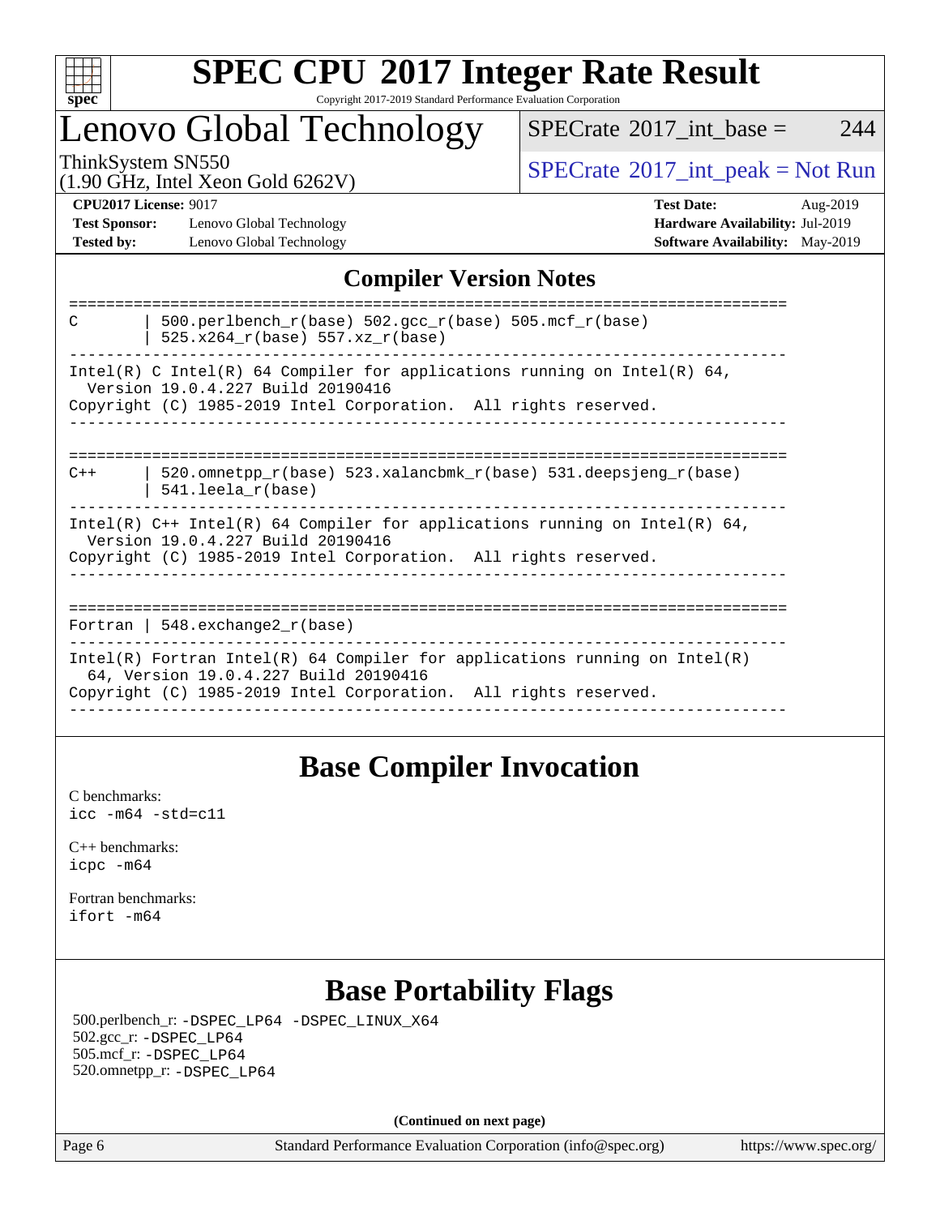# SPEC CPU 2017 Integer Rate Result

Copyright 2017-2019 Standard Performance Evaluation Corporation

# Lenovo Global Technology

ThinkSystem SN550
(1.90 GHz, Intel Xeon Gold 6262V)

SPECrate 2017_int_base = 244

SPECrate 2017_int_peak = Not Run

**CPU2017 License:** 9017
**Test Sponsor:** Lenovo Global Technology
**Tested by:** Lenovo Global Technology

**Test Date:** Aug-2019
**Hardware Availability:** Jul-2019
**Software Availability:** May-2019

## Compiler Version Notes

```
==============================================================================
C       | 500.perlbench_r(base) 502.gcc_r(base) 505.mcf_r(base)
        | 525.x264_r(base) 557.xz_r(base)
------------------------------------------------------------------------------
Intel(R) C Intel(R) 64 Compiler for applications running on Intel(R) 64,
  Version 19.0.4.227 Build 20190416
Copyright (C) 1985-2019 Intel Corporation.  All rights reserved.
------------------------------------------------------------------------------

==============================================================================
C++     | 520.omnetpp_r(base) 523.xalancbmk_r(base) 531.deepsjeng_r(base)
        | 541.leela_r(base)
------------------------------------------------------------------------------
Intel(R) C++ Intel(R) 64 Compiler for applications running on Intel(R) 64,
  Version 19.0.4.227 Build 20190416
Copyright (C) 1985-2019 Intel Corporation.  All rights reserved.
------------------------------------------------------------------------------

==============================================================================
Fortran | 548.exchange2_r(base)
------------------------------------------------------------------------------
Intel(R) Fortran Intel(R) 64 Compiler for applications running on Intel(R)
  64, Version 19.0.4.227 Build 20190416
Copyright (C) 1985-2019 Intel Corporation.  All rights reserved.
------------------------------------------------------------------------------
```

## Base Compiler Invocation

C benchmarks:
`icc -m64 -std=c11`

C++ benchmarks:
`icpc -m64`

Fortran benchmarks:
`ifort -m64`

## Base Portability Flags

500.perlbench_r: `-DSPEC_LP64 -DSPEC_LINUX_X64`
502.gcc_r: `-DSPEC_LP64`
505.mcf_r: `-DSPEC_LP64`
520.omnetpp_r: `-DSPEC_LP64`

**(Continued on next page)**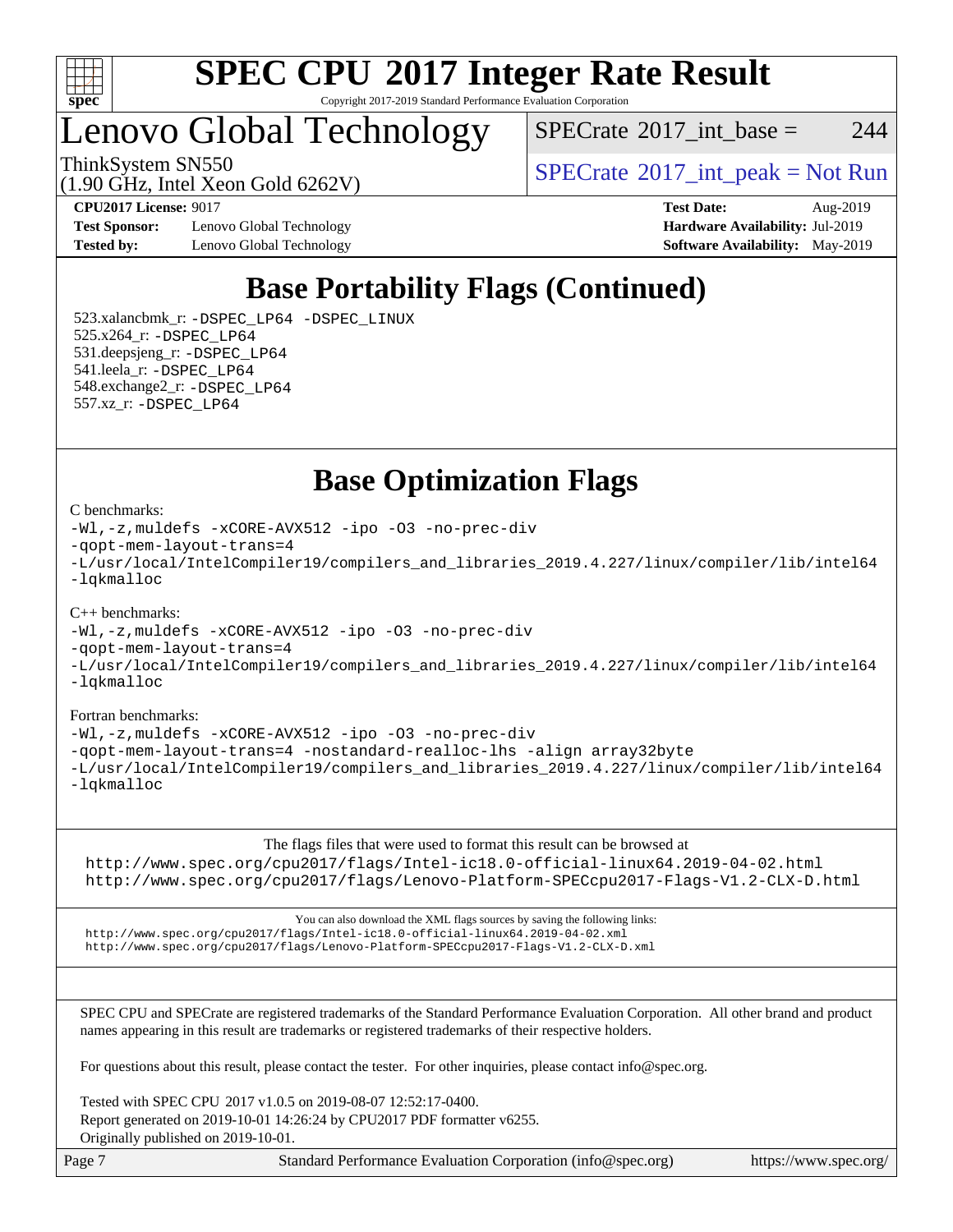# SPEC CPU 2017 Integer Rate Result

Copyright 2017-2019 Standard Performance Evaluation Corporation

## Lenovo Global Technology

ThinkSystem SN550
(1.90 GHz, Intel Xeon Gold 6262V)

SPECrate 2017_int_base = 244

SPECrate 2017_int_peak = Not Run

**CPU2017 License:** 9017
**Test Sponsor:** Lenovo Global Technology
**Tested by:** Lenovo Global Technology

**Test Date:** Aug-2019
**Hardware Availability:** Jul-2019
**Software Availability:** May-2019

## Base Portability Flags (Continued)

523.xalancbmk_r: -DSPEC_LP64 -DSPEC_LINUX
525.x264_r: -DSPEC_LP64
531.deepsjeng_r: -DSPEC_LP64
541.leela_r: -DSPEC_LP64
548.exchange2_r: -DSPEC_LP64
557.xz_r: -DSPEC_LP64

## Base Optimization Flags

C benchmarks:

```
-Wl,-z,muldefs -xCORE-AVX512 -ipo -O3 -no-prec-div
-qopt-mem-layout-trans=4
-L/usr/local/IntelCompiler19/compilers_and_libraries_2019.4.227/linux/compiler/lib/intel64
-lqkmalloc
```

C++ benchmarks:

```
-Wl,-z,muldefs -xCORE-AVX512 -ipo -O3 -no-prec-div
-qopt-mem-layout-trans=4
-L/usr/local/IntelCompiler19/compilers_and_libraries_2019.4.227/linux/compiler/lib/intel64
-lqkmalloc
```

Fortran benchmarks:

```
-Wl,-z,muldefs -xCORE-AVX512 -ipo -O3 -no-prec-div
-qopt-mem-layout-trans=4 -nostandard-realloc-lhs -align array32byte
-L/usr/local/IntelCompiler19/compilers_and_libraries_2019.4.227/linux/compiler/lib/intel64
-lqkmalloc
```

The flags files that were used to format this result can be browsed at
http://www.spec.org/cpu2017/flags/Intel-ic18.0-official-linux64.2019-04-02.html
http://www.spec.org/cpu2017/flags/Lenovo-Platform-SPECcpu2017-Flags-V1.2-CLX-D.html

You can also download the XML flags sources by saving the following links:
http://www.spec.org/cpu2017/flags/Intel-ic18.0-official-linux64.2019-04-02.xml
http://www.spec.org/cpu2017/flags/Lenovo-Platform-SPECcpu2017-Flags-V1.2-CLX-D.xml

SPEC CPU and SPECrate are registered trademarks of the Standard Performance Evaluation Corporation. All other brand and product names appearing in this result are trademarks or registered trademarks of their respective holders.

For questions about this result, please contact the tester. For other inquiries, please contact info@spec.org.

Tested with SPEC CPU 2017 v1.0.5 on 2019-08-07 12:52:17-0400.
Report generated on 2019-10-01 14:26:24 by CPU2017 PDF formatter v6255.
Originally published on 2019-10-01.